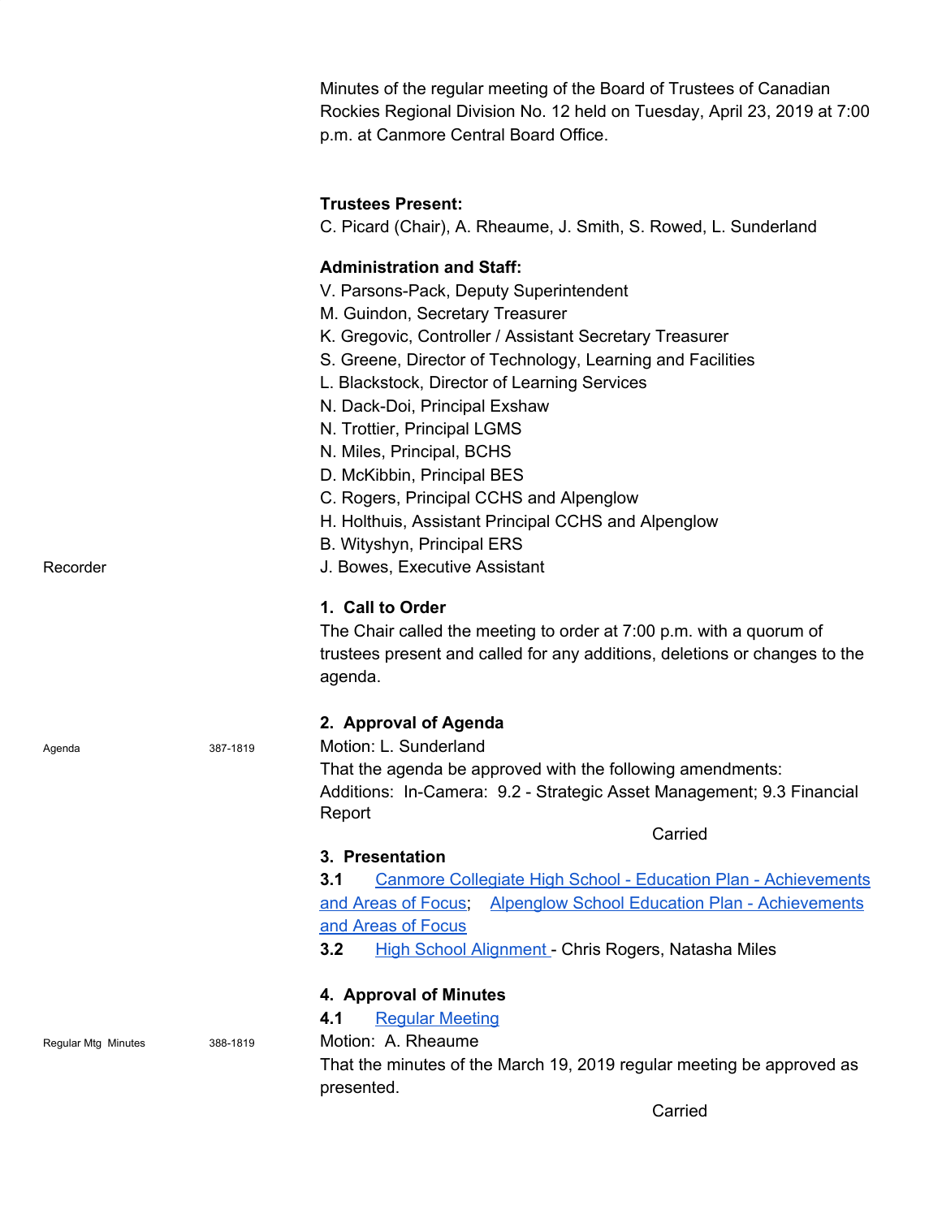Minutes of the regular meeting of the Board of Trustees of Canadian Rockies Regional Division No. 12 held on Tuesday, April 23, 2019 at 7:00 p.m. at Canmore Central Board Office.

**Trustees Present:**
C. Picard (Chair), A. Rheaume, J. Smith, S. Rowed, L. Sunderland

**Administration and Staff:**
V. Parsons-Pack, Deputy Superintendent
M. Guindon, Secretary Treasurer
K. Gregovic, Controller / Assistant Secretary Treasurer
S. Greene, Director of Technology, Learning and Facilities
L. Blackstock, Director of Learning Services
N. Dack-Doi, Principal Exshaw
N. Trottier, Principal LGMS
N. Miles, Principal, BCHS
D. McKibbin, Principal BES
C. Rogers, Principal CCHS and Alpenglow
H. Holthuis, Assistant Principal CCHS and Alpenglow
B. Wityshyn, Principal ERS
Recorder — J. Bowes, Executive Assistant

## 1. Call to Order

The Chair called the meeting to order at 7:00 p.m. with a quorum of trustees present and called for any additions, deletions or changes to the agenda.

## 2. Approval of Agenda

Agenda — 387-1819

Motion: L. Sunderland
That the agenda be approved with the following amendments:
Additions: In-Camera: 9.2 - Strategic Asset Management; 9.3 Financial Report

Carried

## 3. Presentation

**3.1** Canmore Collegiate High School - Education Plan - Achievements and Areas of Focus; Alpenglow School Education Plan - Achievements and Areas of Focus

**3.2** High School Alignment - Chris Rogers, Natasha Miles

## 4. Approval of Minutes

**4.1** Regular Meeting

Regular Mtg Minutes — 388-1819

Motion: A. Rheaume
That the minutes of the March 19, 2019 regular meeting be approved as presented.

Carried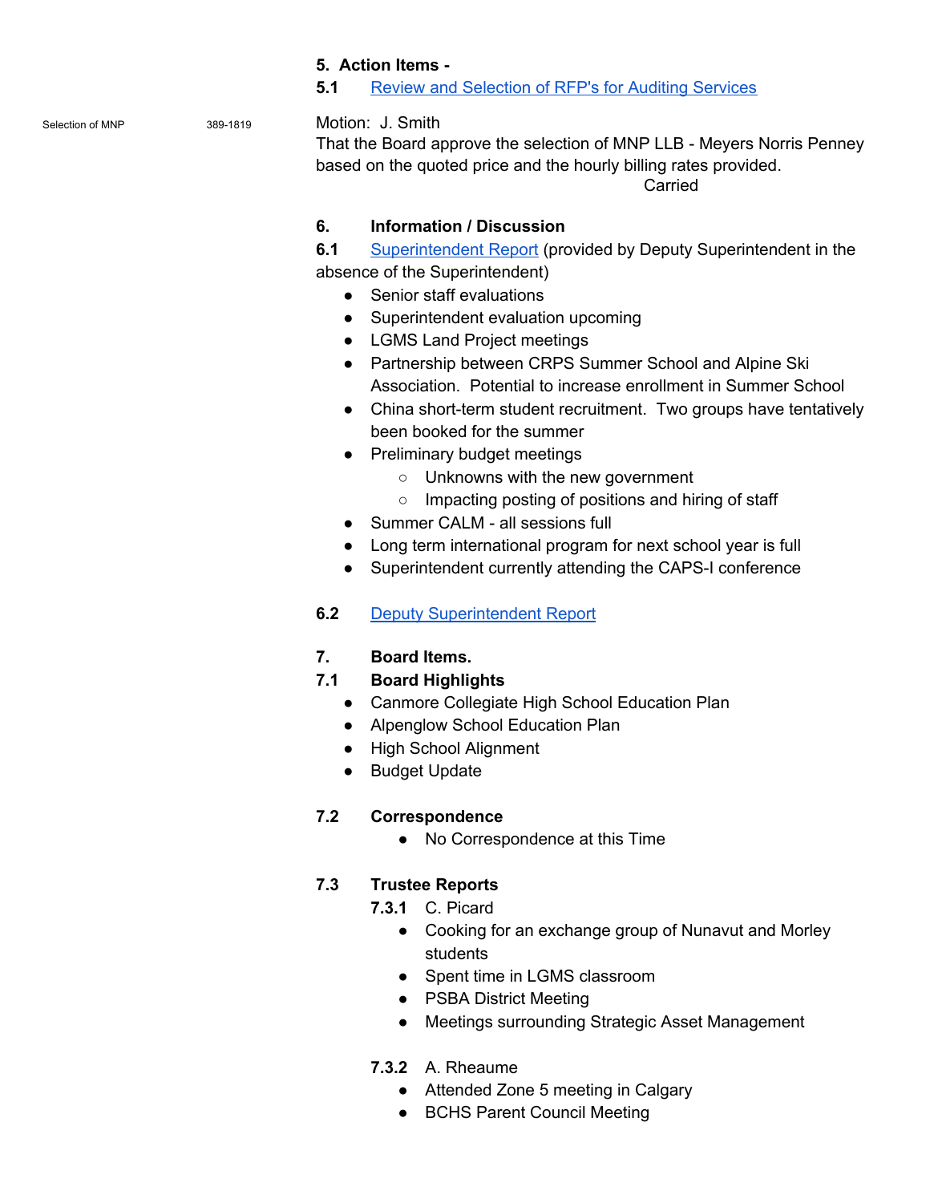**5. Action Items -**

**5.1** Review and Selection of RFP's for Auditing Services

Selection of MNP 389-1819

Motion: J. Smith
That the Board approve the selection of MNP LLB - Meyers Norris Penney based on the quoted price and the hourly billing rates provided.
Carried

**6. Information / Discussion**

**6.1** Superintendent Report (provided by Deputy Superintendent in the absence of the Superintendent)

- Senior staff evaluations
- Superintendent evaluation upcoming
- LGMS Land Project meetings
- Partnership between CRPS Summer School and Alpine Ski Association. Potential to increase enrollment in Summer School
- China short-term student recruitment. Two groups have tentatively been booked for the summer
- Preliminary budget meetings
  - Unknowns with the new government
  - Impacting posting of positions and hiring of staff
- Summer CALM - all sessions full
- Long term international program for next school year is full
- Superintendent currently attending the CAPS-I conference

**6.2** Deputy Superintendent Report

**7. Board Items.**

**7.1 Board Highlights**

- Canmore Collegiate High School Education Plan
- Alpenglow School Education Plan
- High School Alignment
- Budget Update

**7.2 Correspondence**

- No Correspondence at this Time

**7.3 Trustee Reports**

**7.3.1** C. Picard

- Cooking for an exchange group of Nunavut and Morley students
- Spent time in LGMS classroom
- PSBA District Meeting
- Meetings surrounding Strategic Asset Management

**7.3.2** A. Rheaume

- Attended Zone 5 meeting in Calgary
- BCHS Parent Council Meeting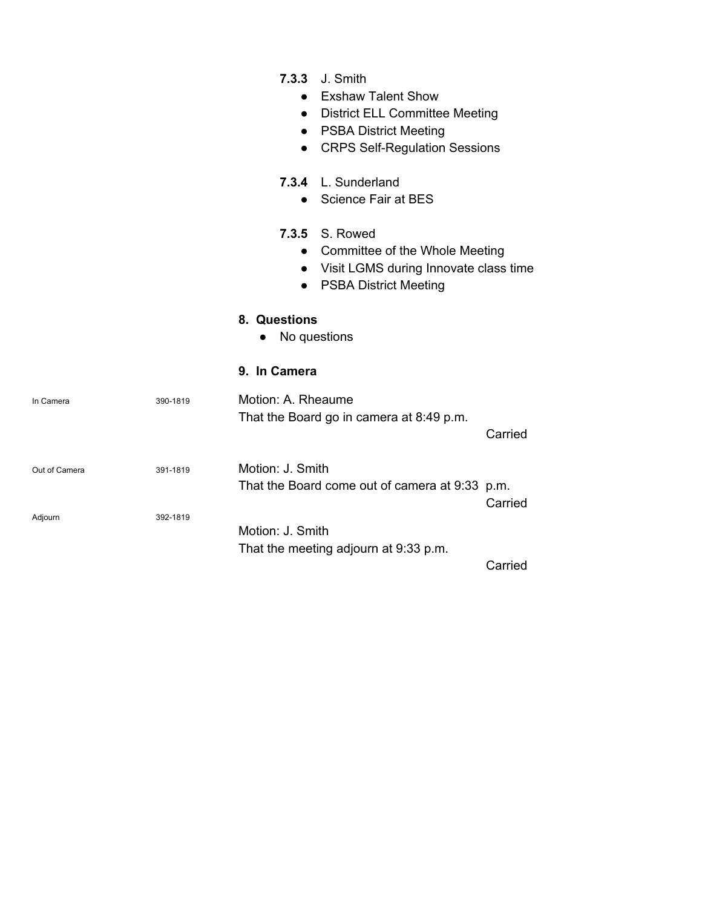**7.3.3** J. Smith

- Exshaw Talent Show
- District ELL Committee Meeting
- PSBA District Meeting
- CRPS Self-Regulation Sessions

**7.3.4** L. Sunderland

- Science Fair at BES

**7.3.5** S. Rowed

- Committee of the Whole Meeting
- Visit LGMS during Innovate class time
- PSBA District Meeting

**8. Questions**

- No questions

**9. In Camera**

In Camera 390-1819

Motion: A. Rheaume
That the Board go in camera at 8:49 p.m.

Carried

Out of Camera 391-1819

Motion: J. Smith
That the Board come out of camera at 9:33 p.m.

Carried

Adjourn 392-1819

Motion: J. Smith
That the meeting adjourn at 9:33 p.m.

Carried